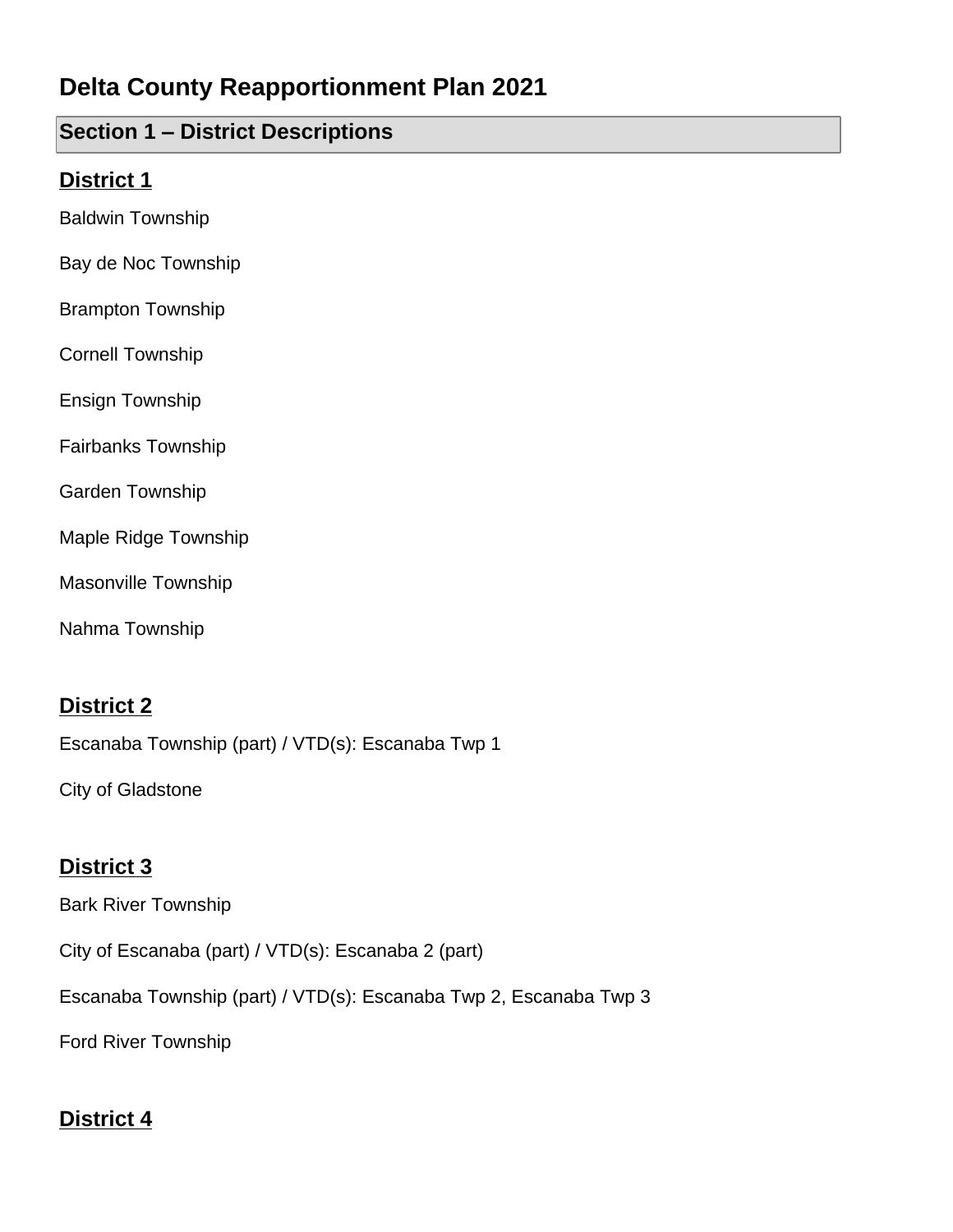# Delta County Reapportionment Plan 2021

## Section 1 – District Descriptions

### District 1

Baldwin Township

Bay de Noc Township

Brampton Township

Cornell Township

Ensign Township

Fairbanks Township

Garden Township

Maple Ridge Township

Masonville Township

Nahma Township

### District 2

Escanaba Township (part) / VTD(s): Escanaba Twp 1

City of Gladstone

### District 3

Bark River Township

City of Escanaba (part) / VTD(s): Escanaba 2 (part)

Escanaba Township (part) / VTD(s): Escanaba Twp 2, Escanaba Twp 3

Ford River Township

### District 4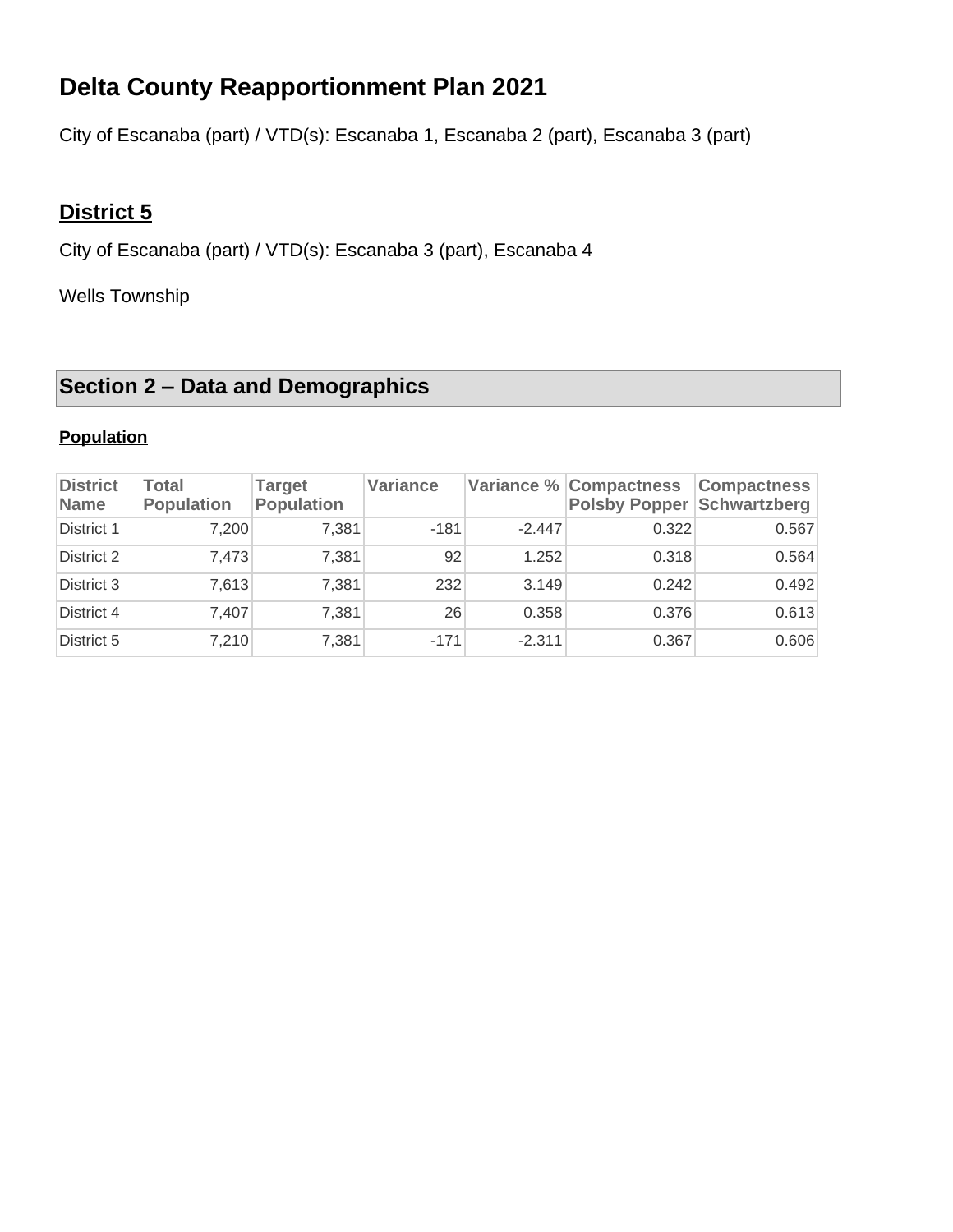# Delta County Reapportionment Plan 2021

City of Escanaba (part) / VTD(s): Escanaba 1, Escanaba 2 (part), Escanaba 3 (part)

## District 5

City of Escanaba (part) / VTD(s): Escanaba 3 (part), Escanaba 4

Wells Township

## Section 2 – Data and Demographics

### Population

| District Name | Total Population | Target Population | Variance | Variance % | Compactness Polsby Popper | Compactness Schwartzberg |
|---|---|---|---|---|---|---|
| District 1 | 7,200 | 7,381 | -181 | -2.447 | 0.322 | 0.567 |
| District 2 | 7,473 | 7,381 | 92 | 1.252 | 0.318 | 0.564 |
| District 3 | 7,613 | 7,381 | 232 | 3.149 | 0.242 | 0.492 |
| District 4 | 7,407 | 7,381 | 26 | 0.358 | 0.376 | 0.613 |
| District 5 | 7,210 | 7,381 | -171 | -2.311 | 0.367 | 0.606 |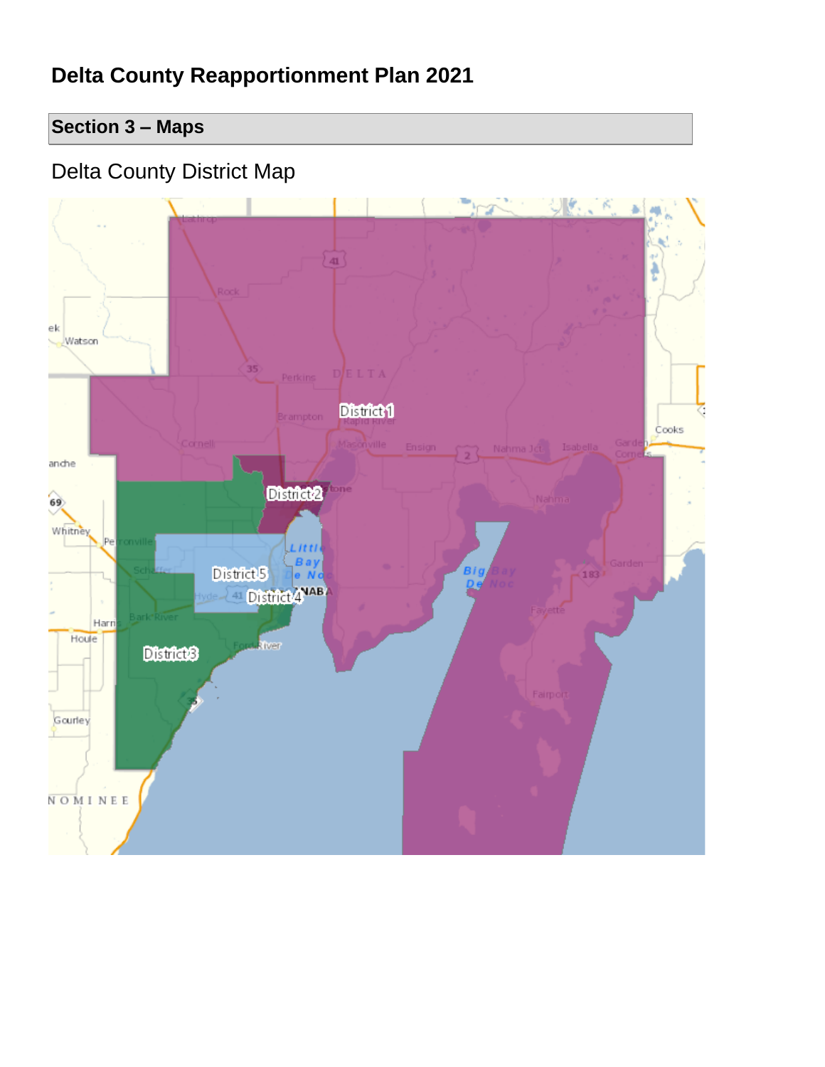# Delta County Reapportionment Plan 2021

## Section 3 – Maps

### Delta County District Map

District 1
District 2
District 3
District 4
District 5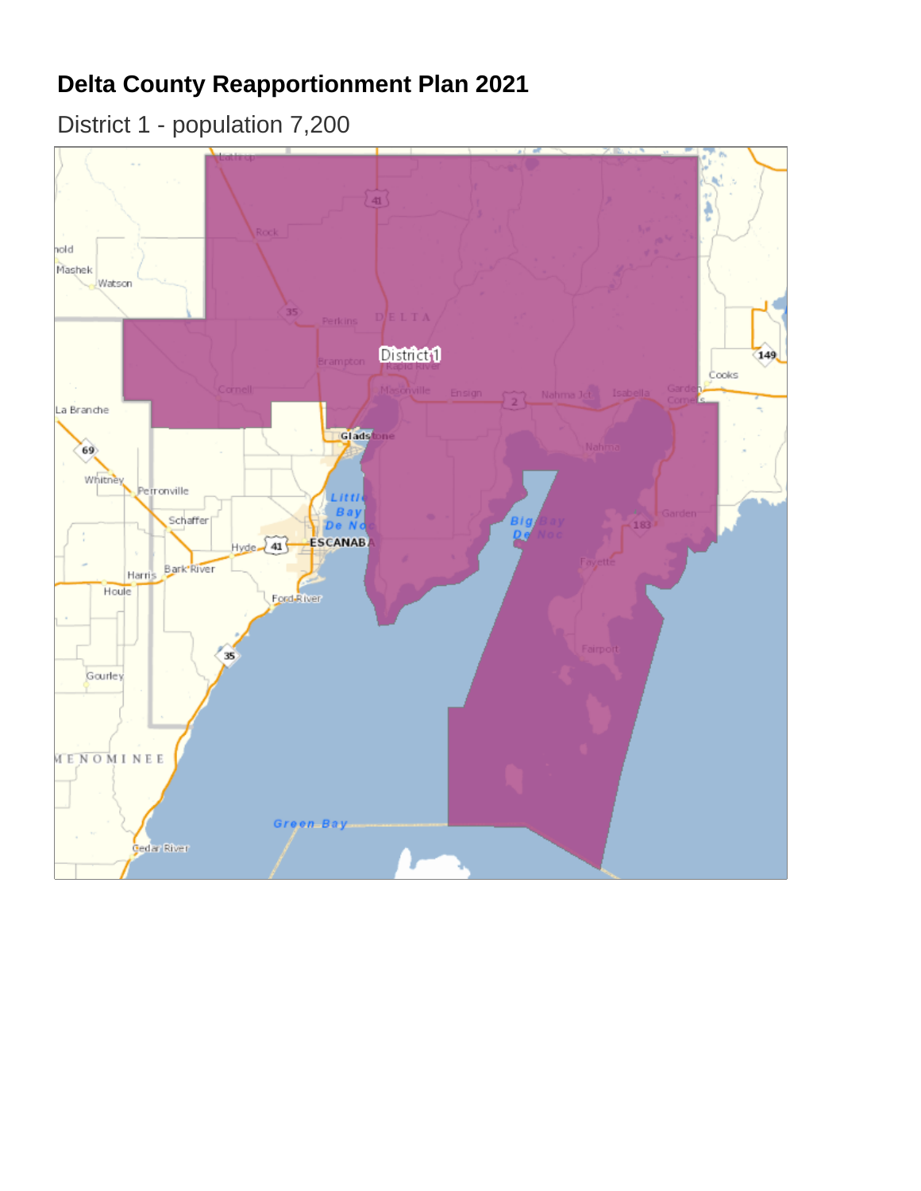# Delta County Reapportionment Plan 2021

District 1 - population 7,200

Lathrop
41
Rock
nold
Mashek
Watson
35
Perkins
DELTA
District 1
Brampton
Rapid River
149
Cooks
Cornell
Masonville
Ensign
2
Nahma Jct
Isabella
Garden Corners
La Branche
Gladstone
Nahma
69
Whitney
Perronville
Little Bay De Noc
Schaffer
Big Bay De Noc
183
Garden
Hyde
41
ESCANABA
Bark River
Fayette
Harris
Houle
Ford River
35
Fairport
Gourley
MENOMINEE
Green Bay
Cedar River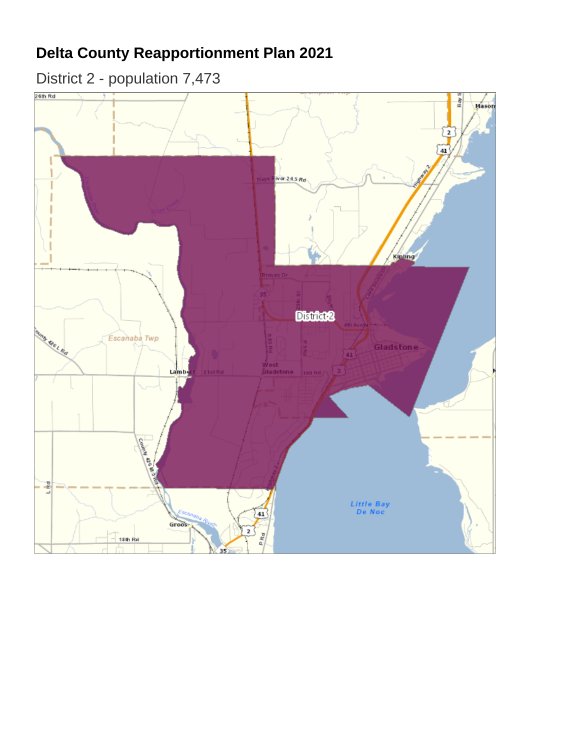# Delta County Reapportionment Plan 2021

District 2 - population 7,473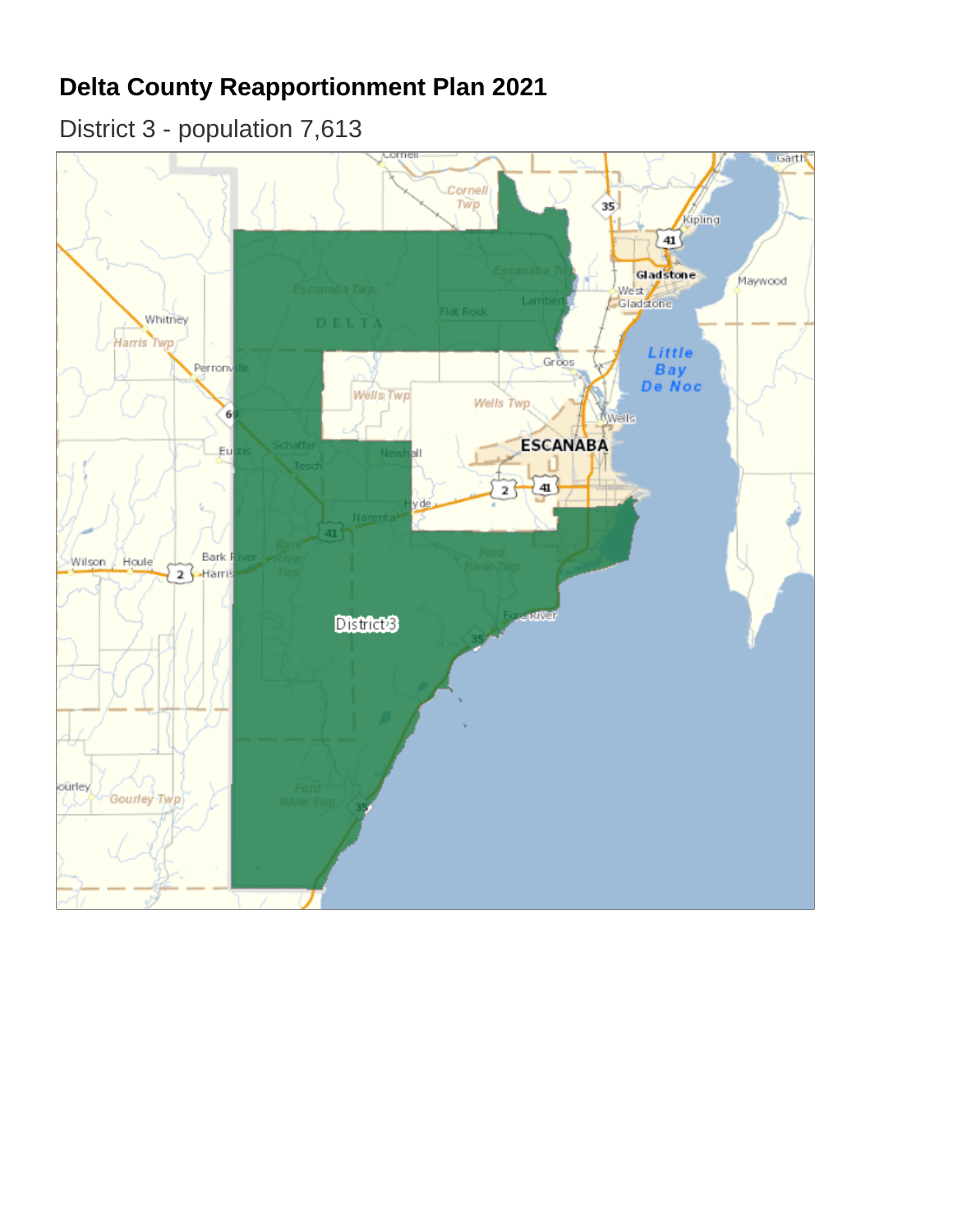# Delta County Reapportionment Plan 2021

District 3 - population 7,613

Cornell
Cornell Twp
35
Garth
Kipling
41
Gladstone
West Gladstone
Maywood
Escanaba Twp
Escanaba Twp
Lambert
Flat Rock
DELTA
Whitney
Harris Twp
Perronville
Groos
Little Bay De Noc
Wells Twp
Wells Twp
Wells
69
ESCANABA
Schaffer
Tesch
Newhall
Eustis
2
41
Hyde
Narenta
41
Bark River Twp
Ford River Twp
Wilson
Houle
2
Bark River
Harris
District 3
Ford River
35
Gourley
Gourley Twp
Ford River Twp
35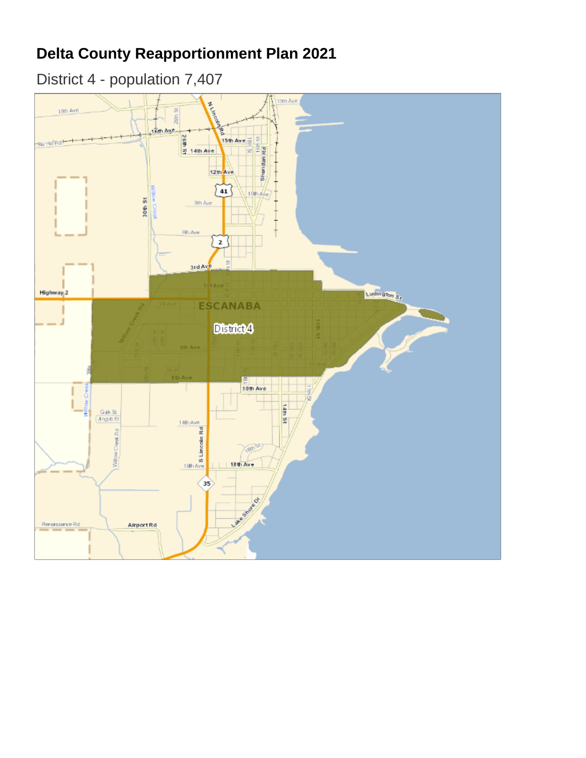# Delta County Reapportionment Plan 2021

District 4 - population 7,407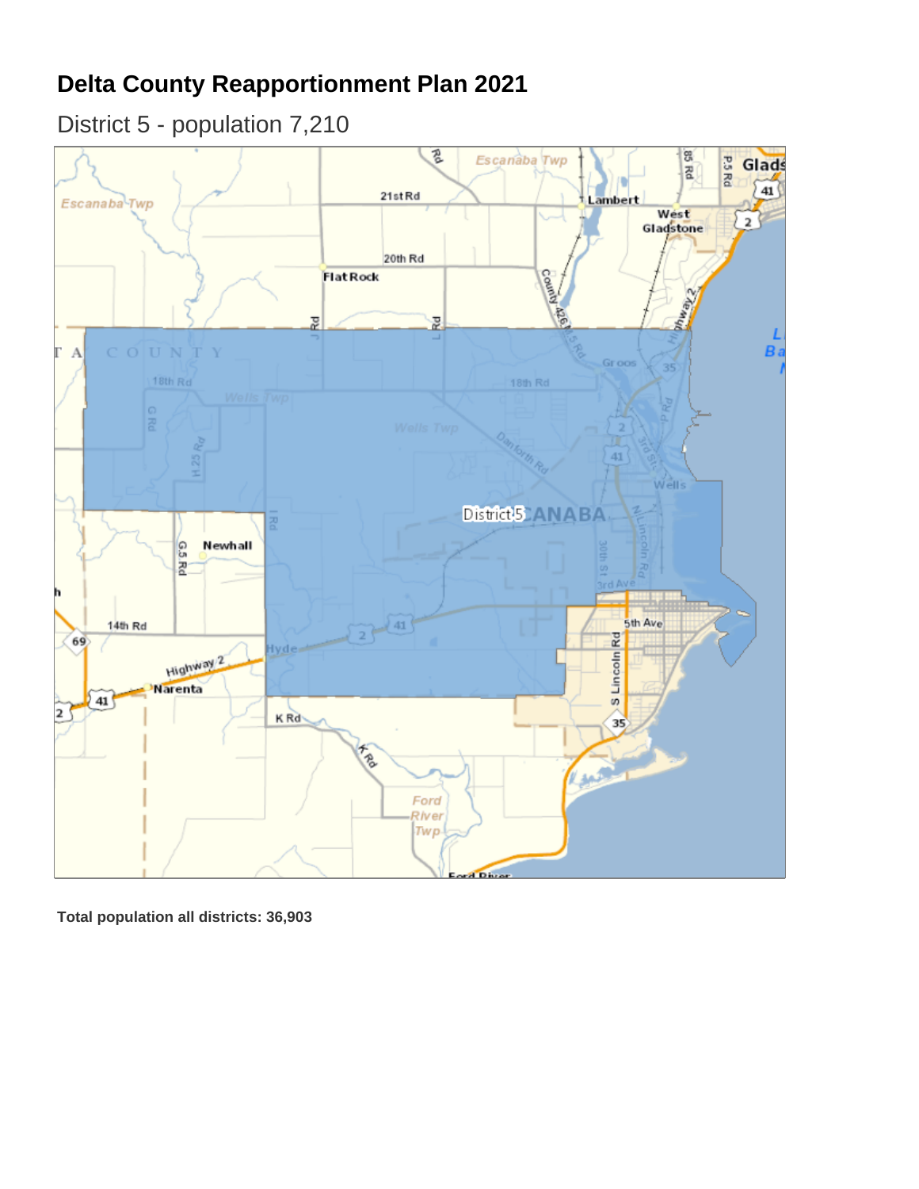# Delta County Reapportionment Plan 2021

District 5 - population 7,210

**Total population all districts: 36,903**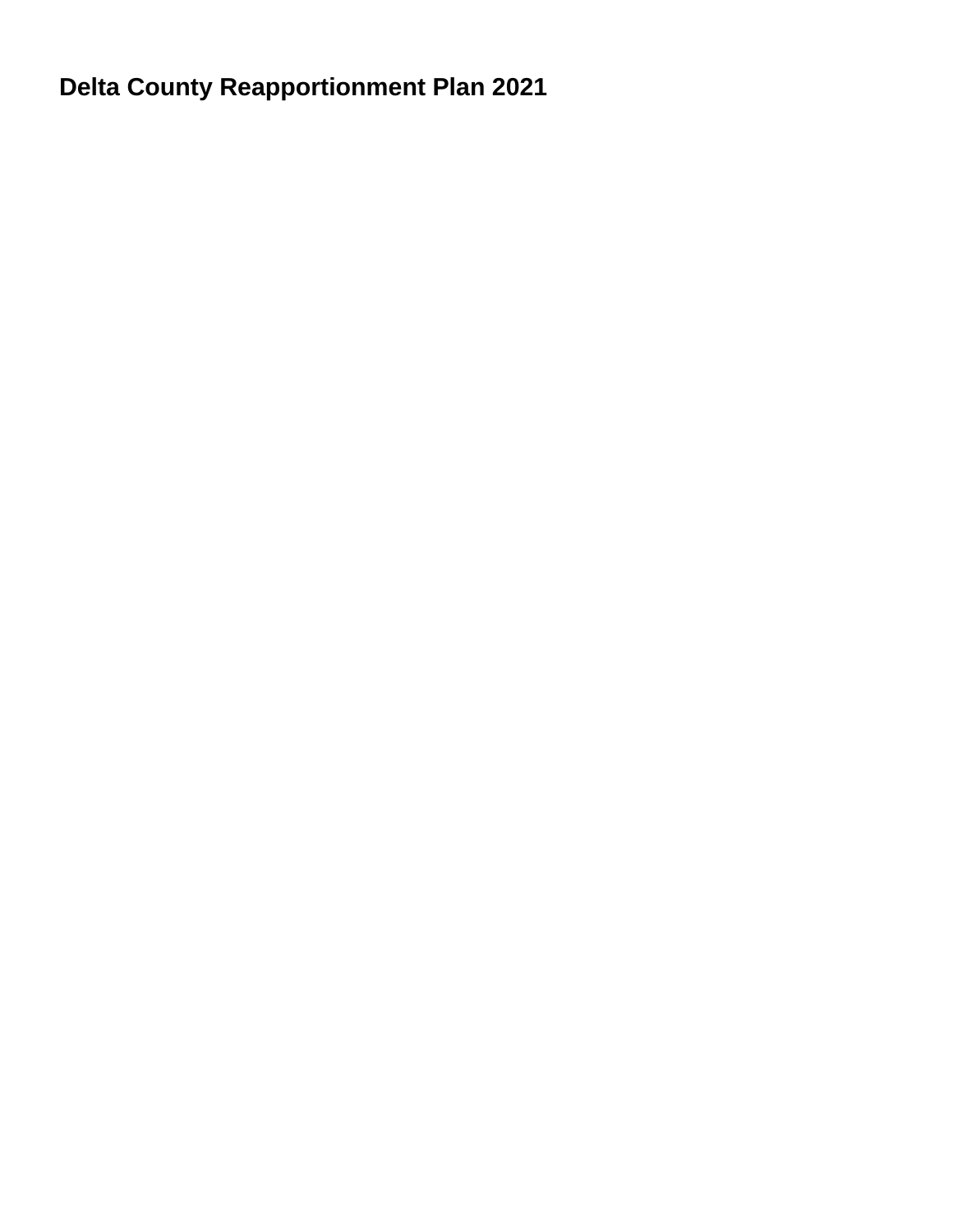# Delta County Reapportionment Plan 2021